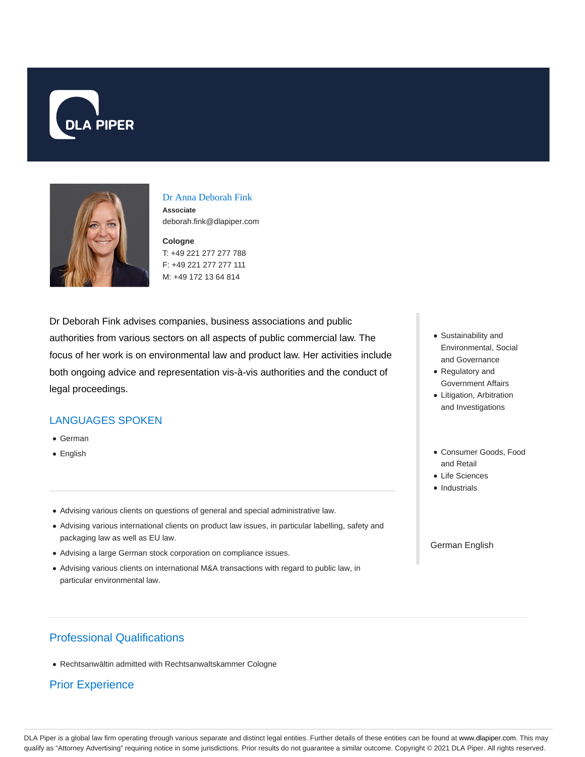DLA PIPER

## Dr Anna Deborah Fink

**Associate**
deborah.fink@dlapiper.com

**Cologne**
T: +49 221 277 277 788
F: +49 221 277 277 111
M: +49 172 13 64 814

Dr Deborah Fink advises companies, business associations and public authorities from various sectors on all aspects of public commercial law. The focus of her work is on environmental law and product law. Her activities include both ongoing advice and representation vis-à-vis authorities and the conduct of legal proceedings.

### LANGUAGES SPOKEN

- German
- English

- Advising various clients on questions of general and special administrative law.
- Advising various international clients on product law issues, in particular labelling, safety and packaging law as well as EU law.
- Advising a large German stock corporation on compliance issues.
- Advising various clients on international M&A transactions with regard to public law, in particular environmental law.

- Sustainability and Environmental, Social and Governance
- Regulatory and Government Affairs
- Litigation, Arbitration and Investigations

- Consumer Goods, Food and Retail
- Life Sciences
- Industrials

German English

### Professional Qualifications

- Rechtsanwältin admitted with Rechtsanwaltskammer Cologne

### Prior Experience

DLA Piper is a global law firm operating through various separate and distinct legal entities. Further details of these entities can be found at www.dlapiper.com. This may qualify as "Attorney Advertising" requiring notice in some jurisdictions. Prior results do not guarantee a similar outcome. Copyright © 2021 DLA Piper. All rights reserved.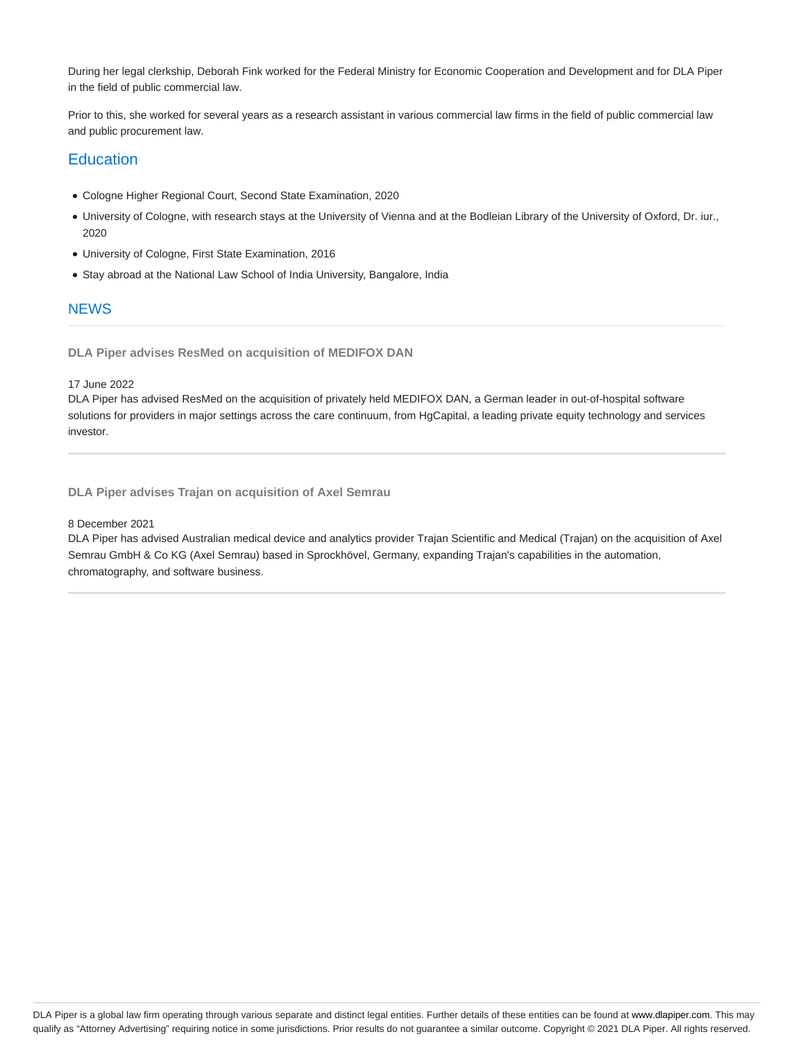During her legal clerkship, Deborah Fink worked for the Federal Ministry for Economic Cooperation and Development and for DLA Piper in the field of public commercial law.

Prior to this, she worked for several years as a research assistant in various commercial law firms in the field of public commercial law and public procurement law.

## Education

- Cologne Higher Regional Court, Second State Examination, 2020
- University of Cologne, with research stays at the University of Vienna and at the Bodleian Library of the University of Oxford, Dr. iur., 2020
- University of Cologne, First State Examination, 2016
- Stay abroad at the National Law School of India University, Bangalore, India

## NEWS

### DLA Piper advises ResMed on acquisition of MEDIFOX DAN

17 June 2022

DLA Piper has advised ResMed on the acquisition of privately held MEDIFOX DAN, a German leader in out-of-hospital software solutions for providers in major settings across the care continuum, from HgCapital, a leading private equity technology and services investor.

### DLA Piper advises Trajan on acquisition of Axel Semrau

8 December 2021

DLA Piper has advised Australian medical device and analytics provider Trajan Scientific and Medical (Trajan) on the acquisition of Axel Semrau GmbH & Co KG (Axel Semrau) based in Sprockhövel, Germany, expanding Trajan's capabilities in the automation, chromatography, and software business.

DLA Piper is a global law firm operating through various separate and distinct legal entities. Further details of these entities can be found at www.dlapiper.com. This may qualify as “Attorney Advertising” requiring notice in some jurisdictions. Prior results do not guarantee a similar outcome. Copyright © 2021 DLA Piper. All rights reserved.